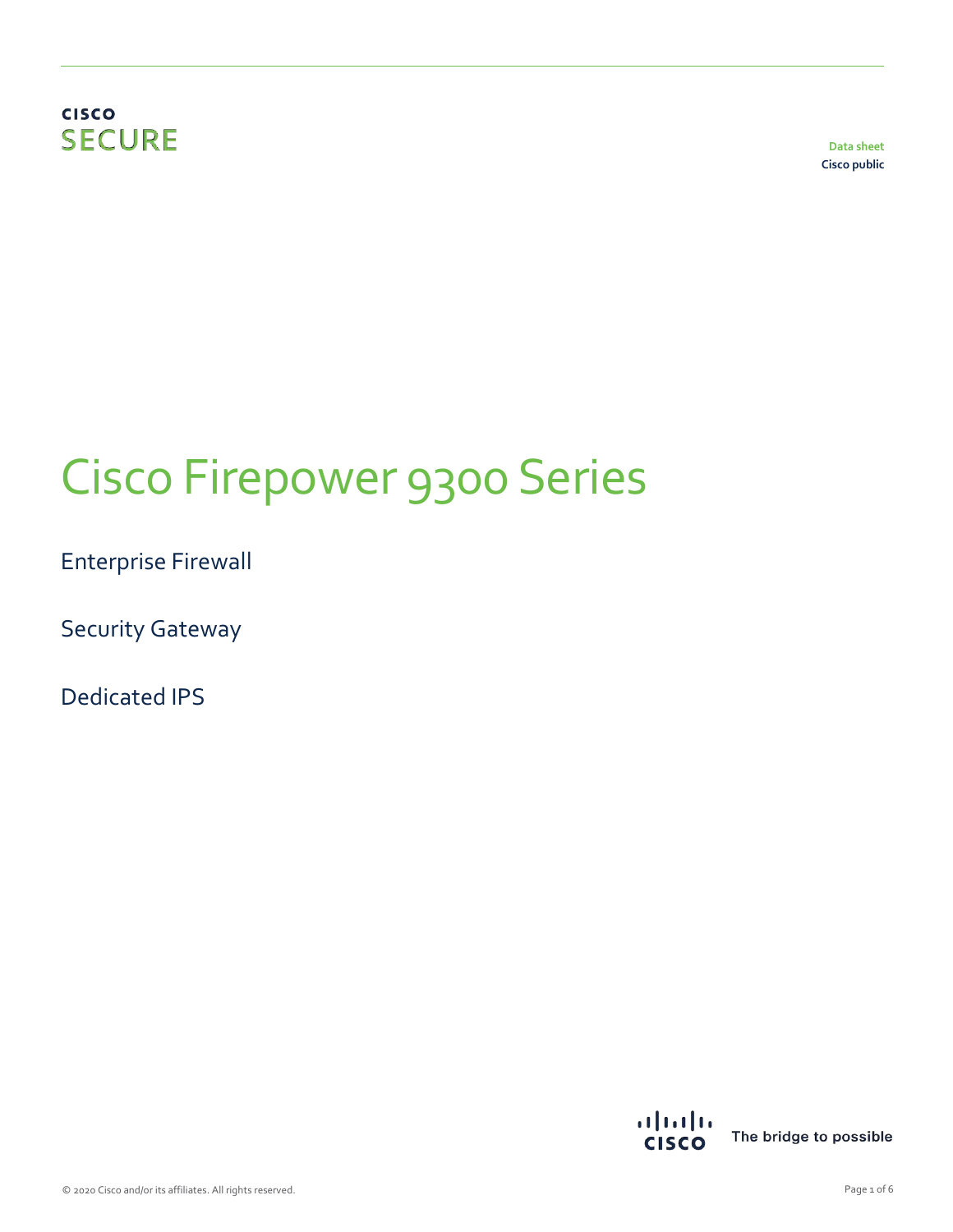CISCO SECURE

Data sheet
Cisco public

# Cisco Firepower 9300 Series

Enterprise Firewall

Security Gateway

Dedicated IPS

The bridge to possible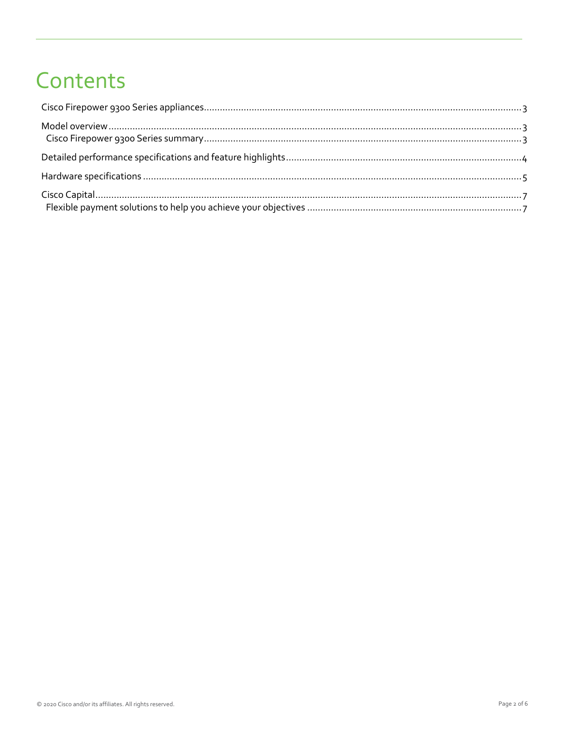# Contents

Cisco Firepower 9300 Series appliances ............................................................ 3

Model overview ............................................................ 3
  Cisco Firepower 9300 Series summary ............................................................ 3

Detailed performance specifications and feature highlights ............................................................ 4

Hardware specifications ............................................................ 5

Cisco Capital ............................................................ 7
  Flexible payment solutions to help you achieve your objectives ............................................................ 7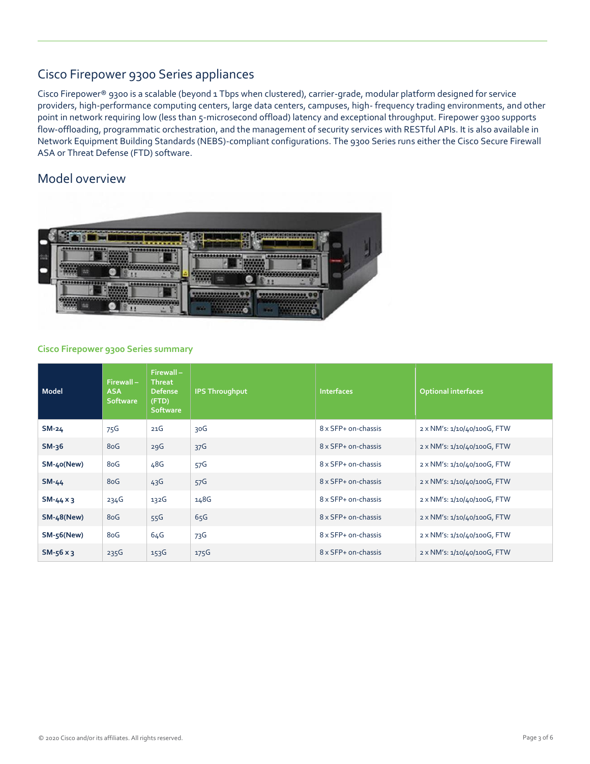## Cisco Firepower 9300 Series appliances

Cisco Firepower® 9300 is a scalable (beyond 1 Tbps when clustered), carrier-grade, modular platform designed for service providers, high-performance computing centers, large data centers, campuses, high- frequency trading environments, and other point in network requiring low (less than 5-microsecond offload) latency and exceptional throughput. Firepower 9300 supports flow-offloading, programmatic orchestration, and the management of security services with RESTful APIs. It is also available in Network Equipment Building Standards (NEBS)-compliant configurations. The 9300 Series runs either the Cisco Secure Firewall ASA or Threat Defense (FTD) software.

## Model overview

### Cisco Firepower 9300 Series summary

| Model | Firewall – ASA Software | Firewall – Threat Defense (FTD) Software | IPS Throughput | Interfaces | Optional interfaces |
|---|---|---|---|---|---|
| **SM-24** | 75G | 21G | 30G | 8 x SFP+ on-chassis | 2 x NM's: 1/10/40/100G, FTW |
| **SM-36** | 80G | 29G | 37G | 8 x SFP+ on-chassis | 2 x NM's: 1/10/40/100G, FTW |
| **SM-40(New)** | 80G | 48G | 57G | 8 x SFP+ on-chassis | 2 x NM's: 1/10/40/100G, FTW |
| **SM-44** | 80G | 43G | 57G | 8 x SFP+ on-chassis | 2 x NM's: 1/10/40/100G, FTW |
| **SM-44 x 3** | 234G | 132G | 148G | 8 x SFP+ on-chassis | 2 x NM's: 1/10/40/100G, FTW |
| **SM-48(New)** | 80G | 55G | 65G | 8 x SFP+ on-chassis | 2 x NM's: 1/10/40/100G, FTW |
| **SM-56(New)** | 80G | 64G | 73G | 8 x SFP+ on-chassis | 2 x NM's: 1/10/40/100G, FTW |
| **SM-56 x 3** | 235G | 153G | 175G | 8 x SFP+ on-chassis | 2 x NM's: 1/10/40/100G, FTW |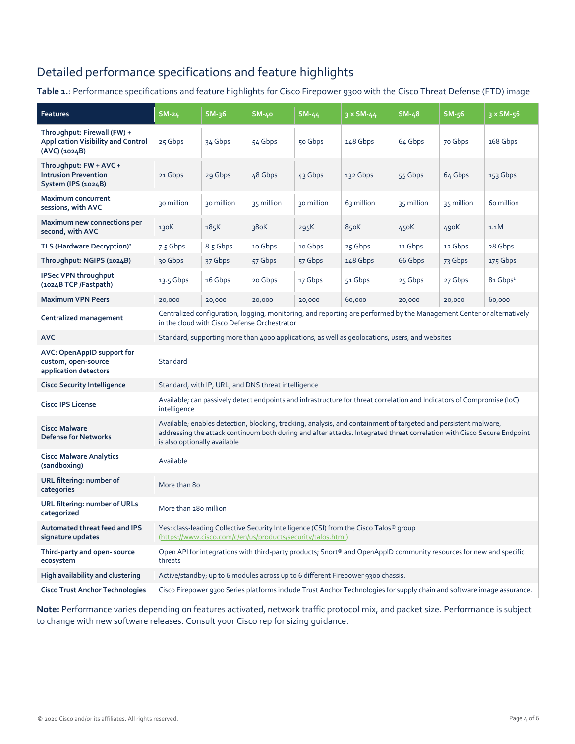## Detailed performance specifications and feature highlights

**Table 1.**: Performance specifications and feature highlights for Cisco Firepower 9300 with the Cisco Threat Defense (FTD) image

| Features | SM-24 | SM-36 | SM-40 | SM-44 | 3 x SM-44 | SM-48 | SM-56 | 3 x SM-56 |
|---|---|---|---|---|---|---|---|---|
| **Throughput: Firewall (FW) + Application Visibility and Control (AVC) (1024B)** | 25 Gbps | 34 Gbps | 54 Gbps | 50 Gbps | 148 Gbps | 64 Gbps | 70 Gbps | 168 Gbps |
| **Throughput: FW + AVC + Intrusion Prevention System (IPS (1024B)** | 21 Gbps | 29 Gbps | 48 Gbps | 43 Gbps | 132 Gbps | 55 Gbps | 64 Gbps | 153 Gbps |
| **Maximum concurrent sessions, with AVC** | 30 million | 30 million | 35 million | 30 million | 63 million | 35 million | 35 million | 60 million |
| **Maximum new connections per second, with AVC** | 130K | 185K | 380K | 295K | 850K | 450K | 490K | 1.1M |
| **TLS (Hardware Decryption)**[2] | 7.5 Gbps | 8.5 Gbps | 10 Gbps | 10 Gbps | 25 Gbps | 11 Gbps | 12 Gbps | 28 Gbps |
| **Throughput: NGIPS (1024B)** | 30 Gbps | 37 Gbps | 57 Gbps | 57 Gbps | 148 Gbps | 66 Gbps | 73 Gbps | 175 Gbps |
| **IPSec VPN throughput (1024B TCP /Fastpath)** | 13.5 Gbps | 16 Gbps | 20 Gbps | 17 Gbps | 51 Gbps | 25 Gbps | 27 Gbps | 81 Gbps[1] |
| **Maximum VPN Peers** | 20,000 | 20,000 | 20,000 | 20,000 | 60,000 | 20,000 | 20,000 | 60,000 |
| **Centralized management** | Centralized configuration, logging, monitoring, and reporting are performed by the Management Center or alternatively in the cloud with Cisco Defense Orchestrator | | | | | | | |
| **AVC** | Standard, supporting more than 4000 applications, as well as geolocations, users, and websites | | | | | | | |
| **AVC: OpenAppID support for custom, open-source application detectors** | Standard | | | | | | | |
| **Cisco Security Intelligence** | Standard, with IP, URL, and DNS threat intelligence | | | | | | | |
| **Cisco IPS License** | Available; can passively detect endpoints and infrastructure for threat correlation and Indicators of Compromise (IoC) intelligence | | | | | | | |
| **Cisco Malware Defense for Networks** | Available; enables detection, blocking, tracking, analysis, and containment of targeted and persistent malware, addressing the attack continuum both during and after attacks. Integrated threat correlation with Cisco Secure Endpoint is also optionally available | | | | | | | |
| **Cisco Malware Analytics (sandboxing)** | Available | | | | | | | |
| **URL filtering: number of categories** | More than 80 | | | | | | | |
| **URL filtering: number of URLs categorized** | More than 280 million | | | | | | | |
| **Automated threat feed and IPS signature updates** | Yes: class-leading Collective Security Intelligence (CSI) from the Cisco Talos® group (https://www.cisco.com/c/en/us/products/security/talos.html) | | | | | | | |
| **Third-party and open- source ecosystem** | Open API for integrations with third-party products; Snort® and OpenAppID community resources for new and specific threats | | | | | | | |
| **High availability and clustering** | Active/standby; up to 6 modules across up to 6 different Firepower 9300 chassis. | | | | | | | |
| **Cisco Trust Anchor Technologies** | Cisco Firepower 9300 Series platforms include Trust Anchor Technologies for supply chain and software image assurance. | | | | | | | |

**Note:** Performance varies depending on features activated, network traffic protocol mix, and packet size. Performance is subject to change with new software releases. Consult your Cisco rep for sizing guidance.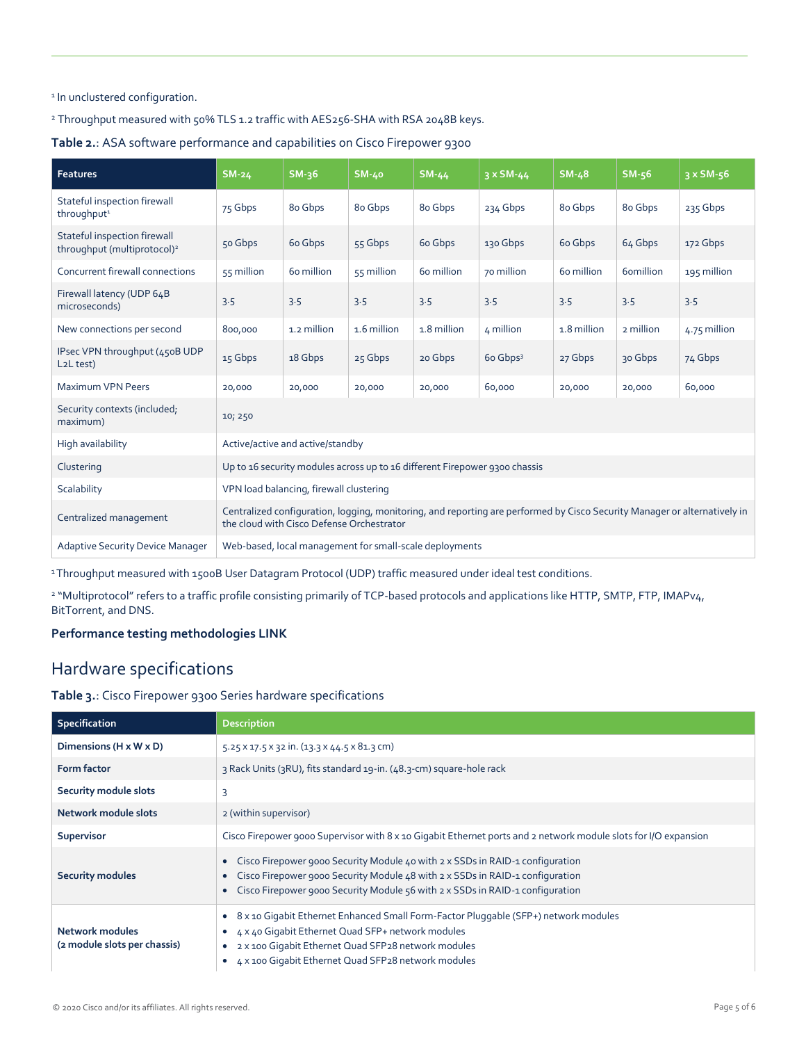[1] In unclustered configuration.

[2] Throughput measured with 50% TLS 1.2 traffic with AES256-SHA with RSA 2048B keys.

**Table 2.**: ASA software performance and capabilities on Cisco Firepower 9300

| Features | SM-24 | SM-36 | SM-40 | SM-44 | 3 x SM-44 | SM-48 | SM-56 | 3 x SM-56 |
|---|---|---|---|---|---|---|---|---|
| Stateful inspection firewall throughput[1] | 75 Gbps | 80 Gbps | 80 Gbps | 80 Gbps | 234 Gbps | 80 Gbps | 80 Gbps | 235 Gbps |
| Stateful inspection firewall throughput (multiprotocol)[2] | 50 Gbps | 60 Gbps | 55 Gbps | 60 Gbps | 130 Gbps | 60 Gbps | 64 Gbps | 172 Gbps |
| Concurrent firewall connections | 55 million | 60 million | 55 million | 60 million | 70 million | 60 million | 60million | 195 million |
| Firewall latency (UDP 64B microseconds) | 3.5 | 3.5 | 3.5 | 3.5 | 3.5 | 3.5 | 3.5 | 3.5 |
| New connections per second | 800,000 | 1.2 million | 1.6 million | 1.8 million | 4 million | 1.8 million | 2 million | 4.75 million |
| IPsec VPN throughput (450B UDP L2L test) | 15 Gbps | 18 Gbps | 25 Gbps | 20 Gbps | 60 Gbps[3] | 27 Gbps | 30 Gbps | 74 Gbps |
| Maximum VPN Peers | 20,000 | 20,000 | 20,000 | 20,000 | 60,000 | 20,000 | 20,000 | 60,000 |
| Security contexts (included; maximum) | 10; 250 | | | | | | | |
| High availability | Active/active and active/standby | | | | | | | |
| Clustering | Up to 16 security modules across up to 16 different Firepower 9300 chassis | | | | | | | |
| Scalability | VPN load balancing, firewall clustering | | | | | | | |
| Centralized management | Centralized configuration, logging, monitoring, and reporting are performed by Cisco Security Manager or alternatively in the cloud with Cisco Defense Orchestrator | | | | | | | |
| Adaptive Security Device Manager | Web-based, local management for small-scale deployments | | | | | | | |

[1] Throughput measured with 1500B User Datagram Protocol (UDP) traffic measured under ideal test conditions.

[2] "Multiprotocol" refers to a traffic profile consisting primarily of TCP-based protocols and applications like HTTP, SMTP, FTP, IMAPv4, BitTorrent, and DNS.

**Performance testing methodologies LINK**

## Hardware specifications

**Table 3.**: Cisco Firepower 9300 Series hardware specifications

| Specification | Description |
|---|---|
| **Dimensions (H x W x D)** | 5.25 x 17.5 x 32 in. (13.3 x 44.5 x 81.3 cm) |
| **Form factor** | 3 Rack Units (3RU), fits standard 19-in. (48.3-cm) square-hole rack |
| **Security module slots** | 3 |
| **Network module slots** | 2 (within supervisor) |
| **Supervisor** | Cisco Firepower 9000 Supervisor with 8 x 10 Gigabit Ethernet ports and 2 network module slots for I/O expansion |
| **Security modules** | • Cisco Firepower 9000 Security Module 40 with 2 x SSDs in RAID-1 configuration<br>• Cisco Firepower 9000 Security Module 48 with 2 x SSDs in RAID-1 configuration<br>• Cisco Firepower 9000 Security Module 56 with 2 x SSDs in RAID-1 configuration |
| **Network modules (2 module slots per chassis)** | • 8 x 10 Gigabit Ethernet Enhanced Small Form-Factor Pluggable (SFP+) network modules<br>• 4 x 40 Gigabit Ethernet Quad SFP+ network modules<br>• 2 x 100 Gigabit Ethernet Quad SFP28 network modules<br>• 4 x 100 Gigabit Ethernet Quad SFP28 network modules |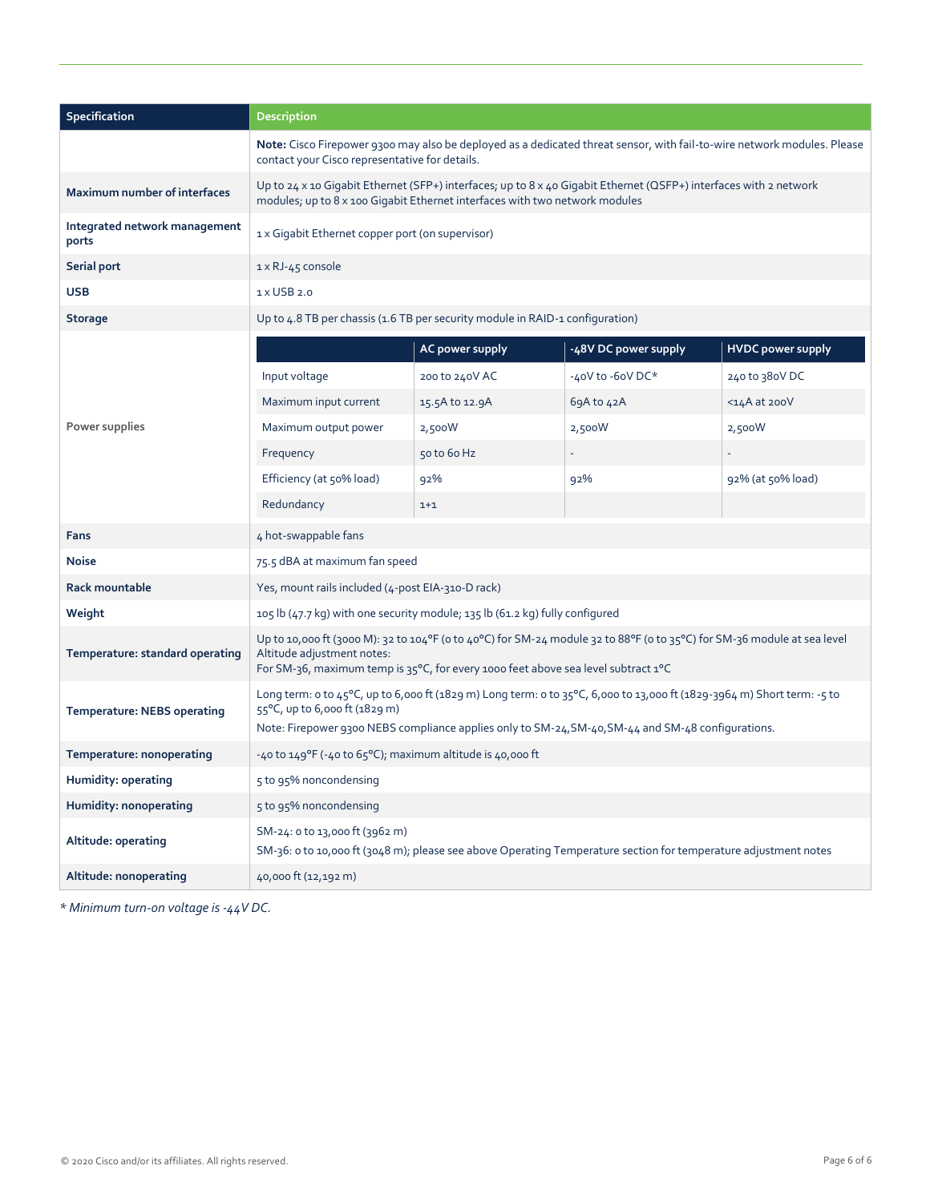| Specification | Description |
|---|---|
| | **Note:** Cisco Firepower 9300 may also be deployed as a dedicated threat sensor, with fail-to-wire network modules. Please contact your Cisco representative for details. |
| **Maximum number of interfaces** | Up to 24 x 10 Gigabit Ethernet (SFP+) interfaces; up to 8 x 40 Gigabit Ethernet (QSFP+) interfaces with 2 network modules; up to 8 x 100 Gigabit Ethernet interfaces with two network modules |
| **Integrated network management ports** | 1 x Gigabit Ethernet copper port (on supervisor) |
| **Serial port** | 1 x RJ-45 console |
| **USB** | 1 x USB 2.0 |
| **Storage** | Up to 4.8 TB per chassis (1.6 TB per security module in RAID-1 configuration) |
| **Power supplies** | See power supplies table below |
| **Fans** | 4 hot-swappable fans |
| **Noise** | 75.5 dBA at maximum fan speed |
| **Rack mountable** | Yes, mount rails included (4-post EIA-310-D rack) |
| **Weight** | 105 lb (47.7 kg) with one security module; 135 lb (61.2 kg) fully configured |
| **Temperature: standard operating** | Up to 10,000 ft (3000 M): 32 to 104°F (0 to 40°C) for SM-24 module 32 to 88°F (0 to 35°C) for SM-36 module at sea level Altitude adjustment notes: For SM-36, maximum temp is 35°C, for every 1000 feet above sea level subtract 1°C |
| **Temperature: NEBS operating** | Long term: 0 to 45°C, up to 6,000 ft (1829 m) Long term: 0 to 35°C, 6,000 to 13,000 ft (1829-3964 m) Short term: -5 to 55°C, up to 6,000 ft (1829 m) Note: Firepower 9300 NEBS compliance applies only to SM-24,SM-40,SM-44 and SM-48 configurations. |
| **Temperature: nonoperating** | -40 to 149°F (-40 to 65°C); maximum altitude is 40,000 ft |
| **Humidity: operating** | 5 to 95% noncondensing |
| **Humidity: nonoperating** | 5 to 95% noncondensing |
| **Altitude: operating** | SM-24: 0 to 13,000 ft (3962 m) SM-36: 0 to 10,000 ft (3048 m); please see above Operating Temperature section for temperature adjustment notes |
| **Altitude: nonoperating** | 40,000 ft (12,192 m) |

**Power supplies**

| | AC power supply | -48V DC power supply | HVDC power supply |
|---|---|---|---|
| Input voltage | 200 to 240V AC | -40V to -60V DC* | 240 to 380V DC |
| Maximum input current | 15.5A to 12.9A | 69A to 42A | <14A at 200V |
| Maximum output power | 2,500W | 2,500W | 2,500W |
| Frequency | 50 to 60 Hz | - | - |
| Efficiency (at 50% load) | 92% | 92% | 92% (at 50% load) |
| Redundancy | 1+1 | | |

*\* Minimum turn-on voltage is -44V DC.*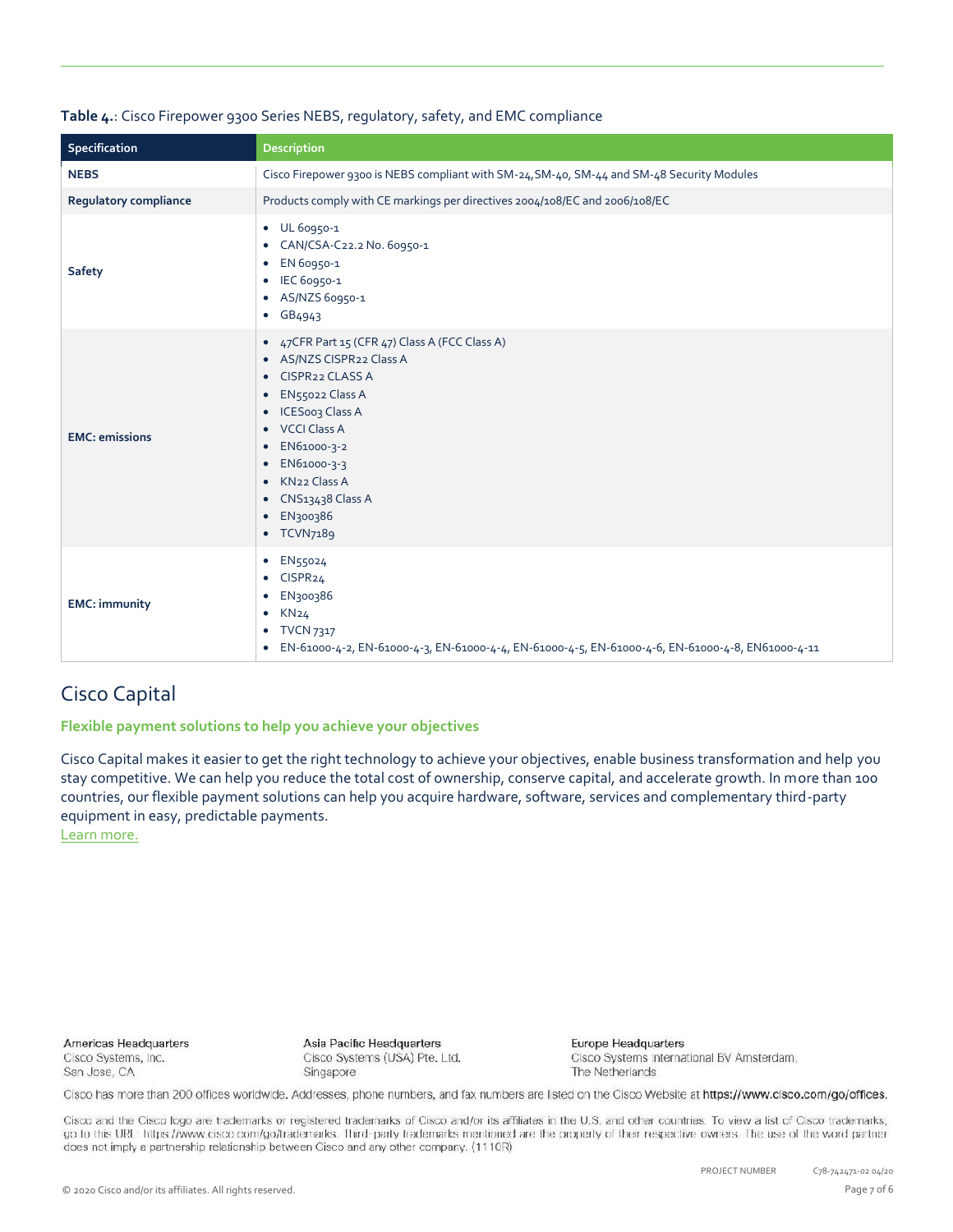**Table 4.**: Cisco Firepower 9300 Series NEBS, regulatory, safety, and EMC compliance

| Specification | Description |
| --- | --- |
| **NEBS** | Cisco Firepower 9300 is NEBS compliant with SM-24,SM-40, SM-44 and SM-48 Security Modules |
| **Regulatory compliance** | Products comply with CE markings per directives 2004/108/EC and 2006/108/EC |
| **Safety** | • UL 60950-1<br>• CAN/CSA-C22.2 No. 60950-1<br>• EN 60950-1<br>• IEC 60950-1<br>• AS/NZS 60950-1<br>• GB4943 |
| **EMC: emissions** | • 47CFR Part 15 (CFR 47) Class A (FCC Class A)<br>• AS/NZS CISPR22 Class A<br>• CISPR22 CLASS A<br>• EN55022 Class A<br>• ICES003 Class A<br>• VCCI Class A<br>• EN61000-3-2<br>• EN61000-3-3<br>• KN22 Class A<br>• CNS13438 Class A<br>• EN300386<br>• TCVN7189 |
| **EMC: immunity** | • EN55024<br>• CISPR24<br>• EN300386<br>• KN24<br>• TVCN 7317<br>• EN-61000-4-2, EN-61000-4-3, EN-61000-4-4, EN-61000-4-5, EN-61000-4-6, EN-61000-4-8, EN61000-4-11 |

## Cisco Capital

### Flexible payment solutions to help you achieve your objectives

Cisco Capital makes it easier to get the right technology to achieve your objectives, enable business transformation and help you stay competitive. We can help you reduce the total cost of ownership, conserve capital, and accelerate growth. In more than 100 countries, our flexible payment solutions can help you acquire hardware, software, services and complementary third-party equipment in easy, predictable payments.
Learn more.

Americas Headquarters
Cisco Systems, Inc.
San Jose, CA

Asia Pacific Headquarters
Cisco Systems (USA) Pte. Ltd.
Singapore

Europe Headquarters
Cisco Systems International BV Amsterdam,
The Netherlands

Cisco has more than 200 offices worldwide. Addresses, phone numbers, and fax numbers are listed on the Cisco Website at https://www.cisco.com/go/offices.

Cisco and the Cisco logo are trademarks or registered trademarks of Cisco and/or its affiliates in the U.S. and other countries. To view a list of Cisco trademarks, go to this URL: https://www.cisco.com/go/trademarks. Third-party trademarks mentioned are the property of their respective owners. The use of the word partner does not imply a partnership relationship between Cisco and any other company. (1110R)

PROJECT NUMBER C78-742471-02 04/20

© 2020 Cisco and/or its affiliates. All rights reserved.